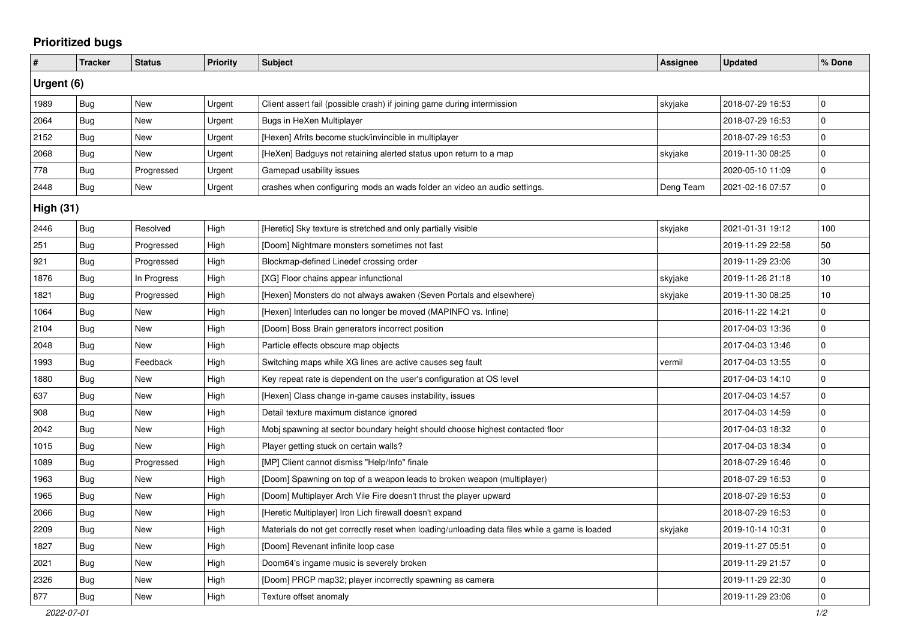# Prioritized bugs

| # | Tracker | Status | Priority | Subject | Assignee | Updated | % Done |
|---|---|---|---|---|---|---|---|
| **Urgent (6)** | | | | | | | |
| 1989 | Bug | New | Urgent | Client assert fail (possible crash) if joining game during intermission | skyjake | 2018-07-29 16:53 | 0 |
| 2064 | Bug | New | Urgent | Bugs in HeXen Multiplayer | | 2018-07-29 16:53 | 0 |
| 2152 | Bug | New | Urgent | [Hexen] Afrits become stuck/invincible in multiplayer | | 2018-07-29 16:53 | 0 |
| 2068 | Bug | New | Urgent | [HeXen] Badguys not retaining alerted status upon return to a map | skyjake | 2019-11-30 08:25 | 0 |
| 778 | Bug | Progressed | Urgent | Gamepad usability issues | | 2020-05-10 11:09 | 0 |
| 2448 | Bug | New | Urgent | crashes when configuring mods an wads folder an video an audio settings. | Deng Team | 2021-02-16 07:57 | 0 |
| **High (31)** | | | | | | | |
| 2446 | Bug | Resolved | High | [Heretic] Sky texture is stretched and only partially visible | skyjake | 2021-01-31 19:12 | 100 |
| 251 | Bug | Progressed | High | [Doom] Nightmare monsters sometimes not fast | | 2019-11-29 22:58 | 50 |
| 921 | Bug | Progressed | High | Blockmap-defined Linedef crossing order | | 2019-11-29 23:06 | 30 |
| 1876 | Bug | In Progress | High | [XG] Floor chains appear infunctional | skyjake | 2019-11-26 21:18 | 10 |
| 1821 | Bug | Progressed | High | [Hexen] Monsters do not always awaken (Seven Portals and elsewhere) | skyjake | 2019-11-30 08:25 | 10 |
| 1064 | Bug | New | High | [Hexen] Interludes can no longer be moved (MAPINFO vs. Infine) | | 2016-11-22 14:21 | 0 |
| 2104 | Bug | New | High | [Doom] Boss Brain generators incorrect position | | 2017-04-03 13:36 | 0 |
| 2048 | Bug | New | High | Particle effects obscure map objects | | 2017-04-03 13:46 | 0 |
| 1993 | Bug | Feedback | High | Switching maps while XG lines are active causes seg fault | vermil | 2017-04-03 13:55 | 0 |
| 1880 | Bug | New | High | Key repeat rate is dependent on the user's configuration at OS level | | 2017-04-03 14:10 | 0 |
| 637 | Bug | New | High | [Hexen] Class change in-game causes instability, issues | | 2017-04-03 14:57 | 0 |
| 908 | Bug | New | High | Detail texture maximum distance ignored | | 2017-04-03 14:59 | 0 |
| 2042 | Bug | New | High | Mobj spawning at sector boundary height should choose highest contacted floor | | 2017-04-03 18:32 | 0 |
| 1015 | Bug | New | High | Player getting stuck on certain walls? | | 2017-04-03 18:34 | 0 |
| 1089 | Bug | Progressed | High | [MP] Client cannot dismiss "Help/Info" finale | | 2018-07-29 16:46 | 0 |
| 1963 | Bug | New | High | [Doom] Spawning on top of a weapon leads to broken weapon (multiplayer) | | 2018-07-29 16:53 | 0 |
| 1965 | Bug | New | High | [Doom] Multiplayer Arch Vile Fire doesn't thrust the player upward | | 2018-07-29 16:53 | 0 |
| 2066 | Bug | New | High | [Heretic Multiplayer] Iron Lich firewall doesn't expand | | 2018-07-29 16:53 | 0 |
| 2209 | Bug | New | High | Materials do not get correctly reset when loading/unloading data files while a game is loaded | skyjake | 2019-10-14 10:31 | 0 |
| 1827 | Bug | New | High | [Doom] Revenant infinite loop case | | 2019-11-27 05:51 | 0 |
| 2021 | Bug | New | High | Doom64's ingame music is severely broken | | 2019-11-29 21:57 | 0 |
| 2326 | Bug | New | High | [Doom] PRCP map32; player incorrectly spawning as camera | | 2019-11-29 22:30 | 0 |
| 877 | Bug | New | High | Texture offset anomaly | | 2019-11-29 23:06 | 0 |

2022-07-01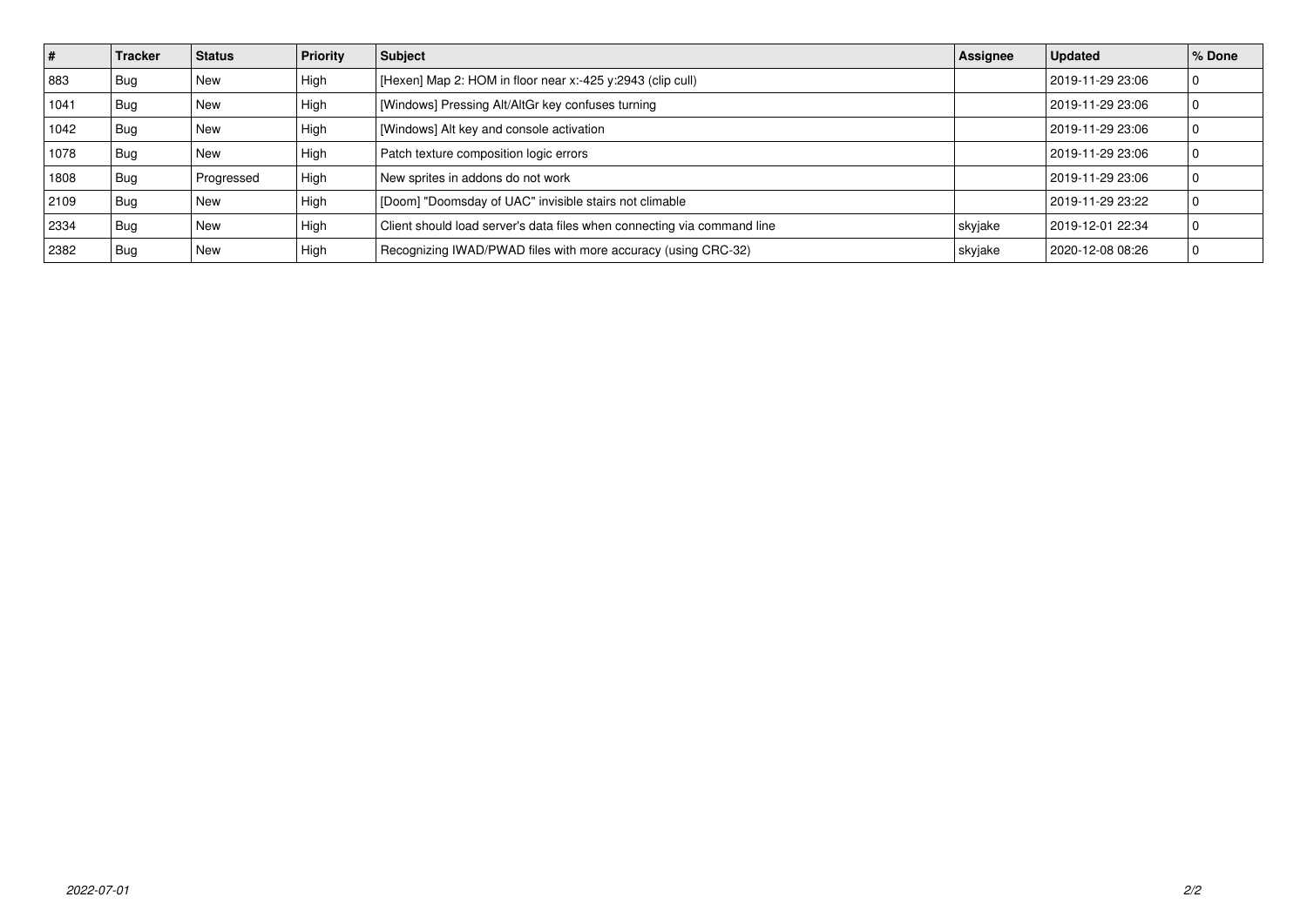| # | Tracker | Status | Priority | Subject | Assignee | Updated | % Done |
|---|---|---|---|---|---|---|---|
| 883 | Bug | New | High | [Hexen] Map 2: HOM in floor near x:-425 y:2943 (clip cull) | | 2019-11-29 23:06 | 0 |
| 1041 | Bug | New | High | [Windows] Pressing Alt/AltGr key confuses turning | | 2019-11-29 23:06 | 0 |
| 1042 | Bug | New | High | [Windows] Alt key and console activation | | 2019-11-29 23:06 | 0 |
| 1078 | Bug | New | High | Patch texture composition logic errors | | 2019-11-29 23:06 | 0 |
| 1808 | Bug | Progressed | High | New sprites in addons do not work | | 2019-11-29 23:06 | 0 |
| 2109 | Bug | New | High | [Doom] "Doomsday of UAC" invisible stairs not climable | | 2019-11-29 23:22 | 0 |
| 2334 | Bug | New | High | Client should load server's data files when connecting via command line | skyjake | 2019-12-01 22:34 | 0 |
| 2382 | Bug | New | High | Recognizing IWAD/PWAD files with more accuracy (using CRC-32) | skyjake | 2020-12-08 08:26 | 0 |

*2022-07-01*